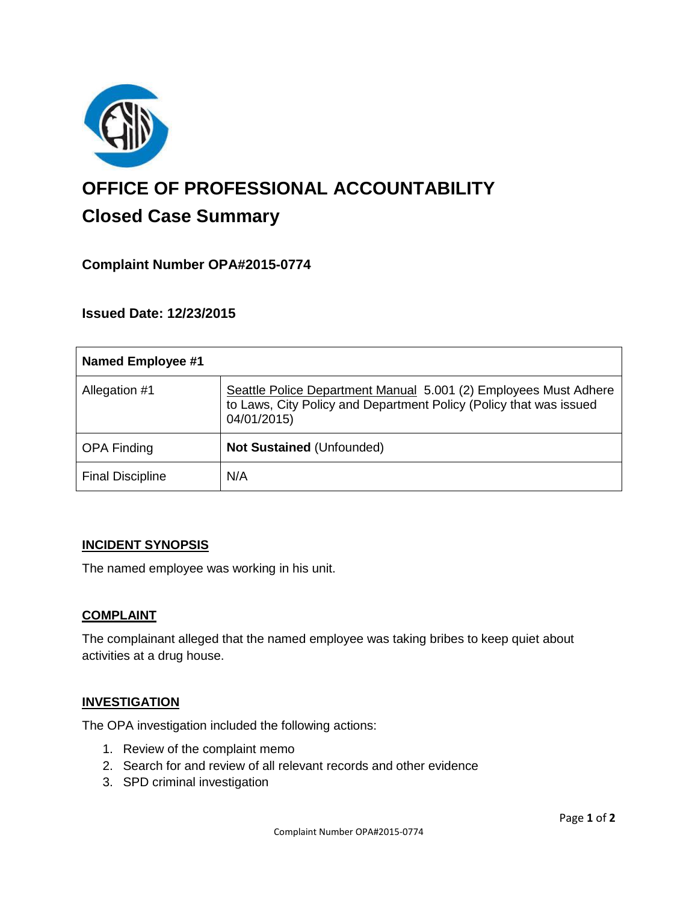# OFFICE OF PROFESSIONAL ACCOUNTABILITY

## Closed Case Summary

### Complaint Number OPA#2015-0774

### Issued Date: 12/23/2015

| Named Employee #1 | |
|---|---|
| Allegation #1 | Seattle Police Department Manual 5.001 (2) Employees Must Adhere to Laws, City Policy and Department Policy (Policy that was issued 04/01/2015) |
| OPA Finding | **Not Sustained** (Unfounded) |
| Final Discipline | N/A |

### INCIDENT SYNOPSIS

The named employee was working in his unit.

### COMPLAINT

The complainant alleged that the named employee was taking bribes to keep quiet about activities at a drug house.

### INVESTIGATION

The OPA investigation included the following actions:

1. Review of the complaint memo
2. Search for and review of all relevant records and other evidence
3. SPD criminal investigation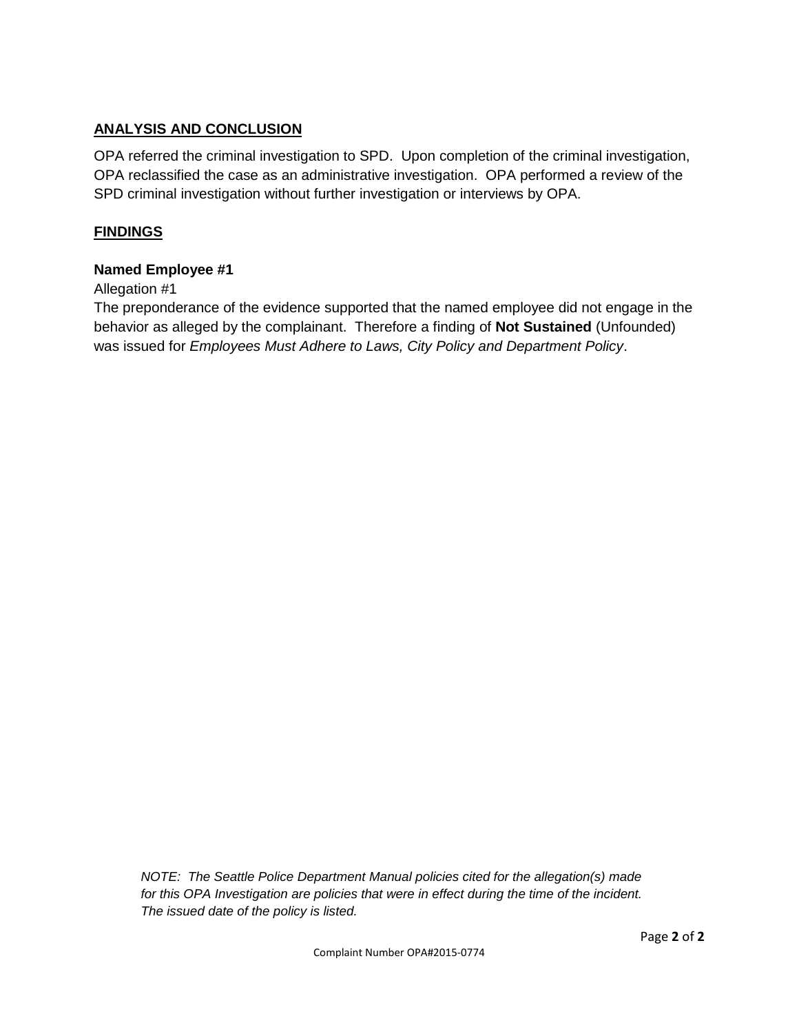## ANALYSIS AND CONCLUSION

OPA referred the criminal investigation to SPD. Upon completion of the criminal investigation, OPA reclassified the case as an administrative investigation. OPA performed a review of the SPD criminal investigation without further investigation or interviews by OPA.

## FINDINGS

**Named Employee #1**

Allegation #1

The preponderance of the evidence supported that the named employee did not engage in the behavior as alleged by the complainant. Therefore a finding of **Not Sustained** (Unfounded) was issued for *Employees Must Adhere to Laws, City Policy and Department Policy*.

*NOTE: The Seattle Police Department Manual policies cited for the allegation(s) made for this OPA Investigation are policies that were in effect during the time of the incident. The issued date of the policy is listed.*

Complaint Number OPA#2015-0774